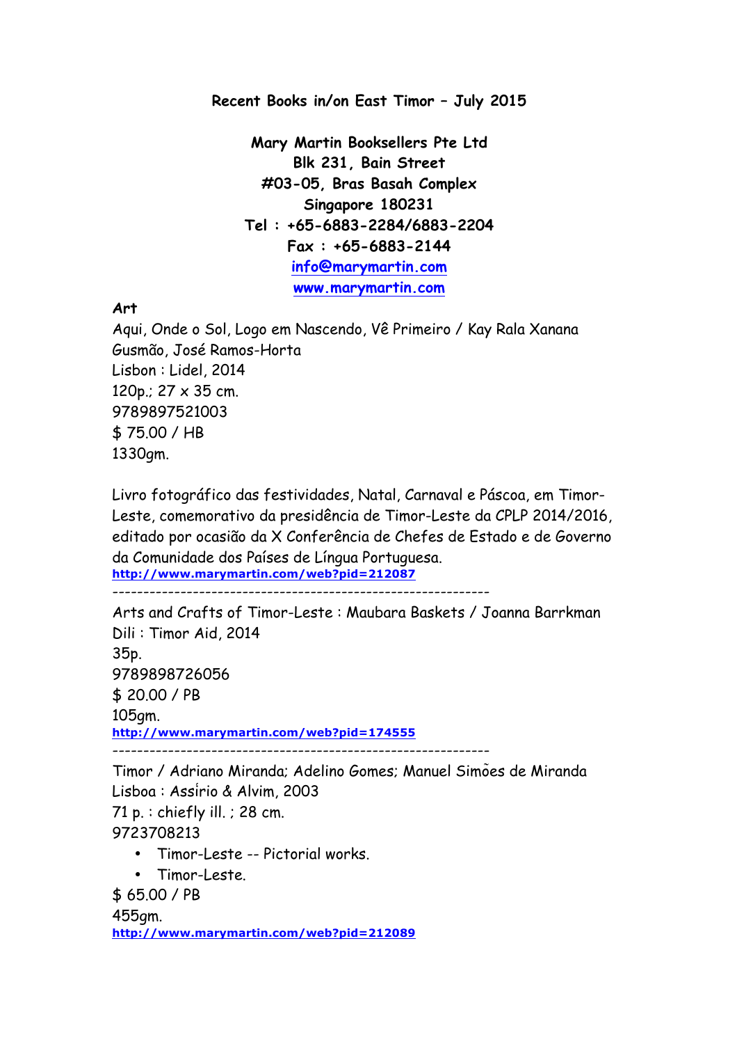**Recent Books in/on East Timor – July 2015**

**Mary Martin Booksellers Pte Ltd**
**Blk 231, Bain Street**
**#03-05, Bras Basah Complex**
**Singapore 180231**
**Tel : +65-6883-2284/6883-2204**
**Fax : +65-6883-2144**
**info@marymartin.com**
**www.marymartin.com**

## Art

Aqui, Onde o Sol, Logo em Nascendo, Vê Primeiro / Kay Rala Xanana Gusmão, José Ramos-Horta
Lisbon : Lidel, 2014
120p.; 27 x 35 cm.
9789897521003
$ 75.00 / HB
1330gm.

Livro fotográfico das festividades, Natal, Carnaval e Páscoa, em Timor-Leste, comemorativo da presidência de Timor-Leste da CPLP 2014/2016, editado por ocasião da X Conferência de Chefes de Estado e de Governo da Comunidade dos Países de Língua Portuguesa.
http://www.marymartin.com/web?pid=212087

------------------------------------------------------------

Arts and Crafts of Timor-Leste : Maubara Baskets / Joanna Barrkman
Dili : Timor Aid, 2014
35p.
9789898726056
$ 20.00 / PB
105gm.
http://www.marymartin.com/web?pid=174555

------------------------------------------------------------

Timor / Adriano Miranda; Adelino Gomes; Manuel Simões de Miranda
Lisboa : Assírio & Alvim, 2003
71 p. : chiefly ill. ; 28 cm.
9723708213

- Timor-Leste -- Pictorial works.
- Timor-Leste.

$ 65.00 / PB
455gm.
http://www.marymartin.com/web?pid=212089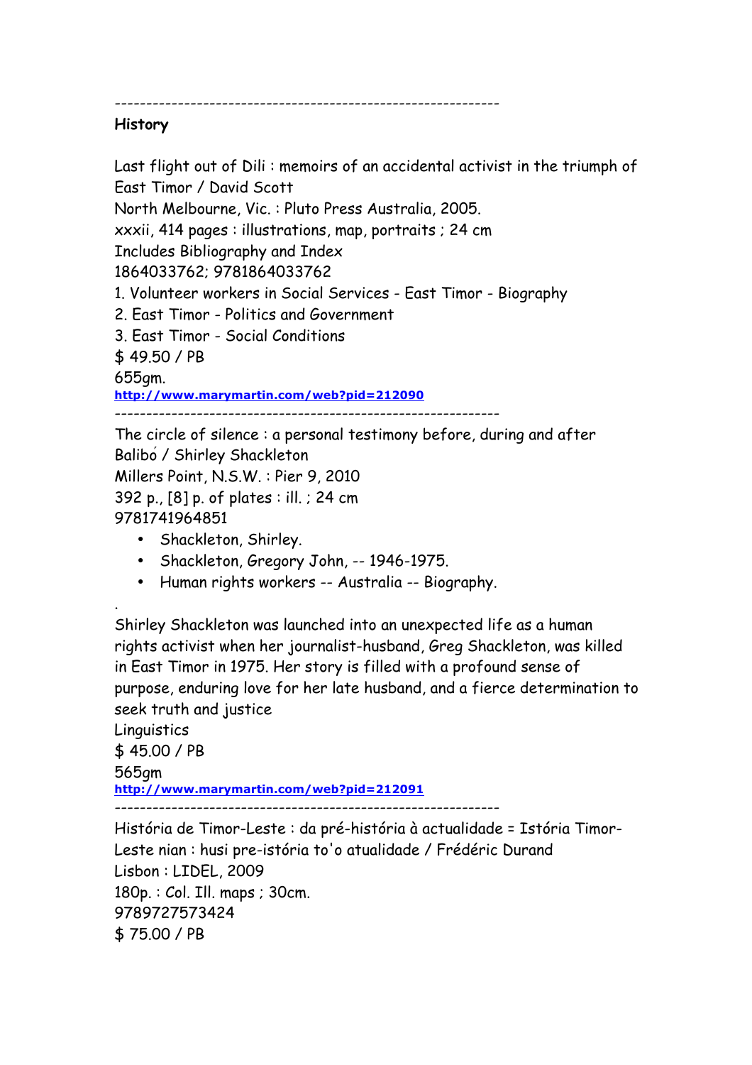--------------------------------------------------------------

**History**

Last flight out of Dili : memoirs of an accidental activist in the triumph of East Timor / David Scott  
North Melbourne, Vic. : Pluto Press Australia, 2005.  
xxxii, 414 pages : illustrations, map, portraits ; 24 cm  
Includes Bibliography and Index  
1864033762; 9781864033762  
1. Volunteer workers in Social Services - East Timor - Biography  
2. East Timor - Politics and Government  
3. East Timor - Social Conditions  
$ 49.50 / PB  
655gm.  
**http://www.marymartin.com/web?pid=212090**

--------------------------------------------------------------

The circle of silence : a personal testimony before, during and after Balibó / Shirley Shackleton  
Millers Point, N.S.W. : Pier 9, 2010  
392 p., [8] p. of plates : ill. ; 24 cm  
9781741964851

- Shackleton, Shirley.
- Shackleton, Gregory John, -- 1946-1975.
- Human rights workers -- Australia -- Biography.

.  
Shirley Shackleton was launched into an unexpected life as a human rights activist when her journalist-husband, Greg Shackleton, was killed in East Timor in 1975. Her story is filled with a profound sense of purpose, enduring love for her late husband, and a fierce determination to seek truth and justice  
Linguistics  
$ 45.00 / PB  
565gm  
**http://www.marymartin.com/web?pid=212091**

--------------------------------------------------------------

História de Timor-Leste : da pré-história à actualidade = Istória Timor-Leste nian : husi pre-istória to'o atualidade / Frédéric Durand  
Lisbon : LIDEL, 2009  
180p. : Col. Ill. maps ; 30cm.  
9789727573424  
$ 75.00 / PB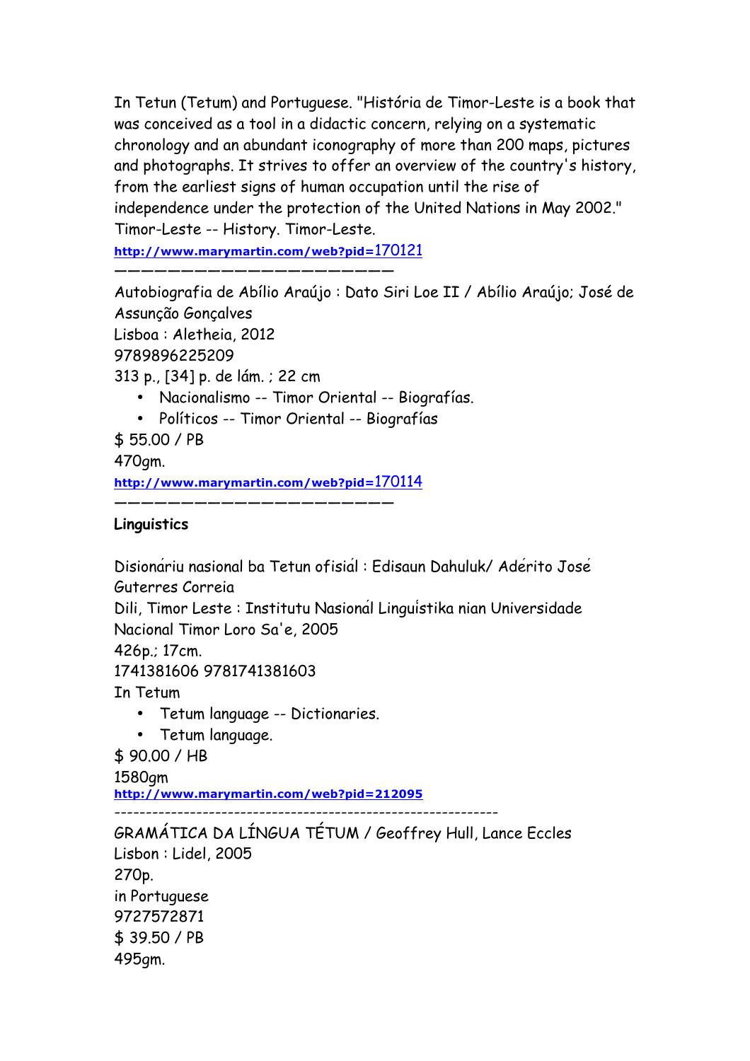In Tetun (Tetum) and Portuguese. "História de Timor-Leste is a book that was conceived as a tool in a didactic concern, relying on a systematic chronology and an abundant iconography of more than 200 maps, pictures and photographs. It strives to offer an overview of the country's history, from the earliest signs of human occupation until the rise of independence under the protection of the United Nations in May 2002."
Timor-Leste -- History. Timor-Leste.
http://www.marymartin.com/web?pid=170121

———————————————————————

Autobiografia de Abílio Araújo : Dato Siri Loe II / Abílio Araújo; José de Assunção Gonçalves
Lisboa : Aletheia, 2012
9789896225209
313 p., [34] p. de lám. ; 22 cm

- Nacionalismo -- Timor Oriental -- Biografías.
- Políticos -- Timor Oriental -- Biografías

$ 55.00 / PB
470gm.
http://www.marymartin.com/web?pid=170114

———————————————————————

**Linguistics**

Disionáriu nasional ba Tetun ofisiál : Edisaun Dahuluk/ Adérito José Guterres Correia
Dili, Timor Leste : Institutu Nasionál Linguístika nian Universidade Nacional Timor Loro Sa'e, 2005
426p.; 17cm.
1741381606 9781741381603
In Tetum

- Tetum language -- Dictionaries.
- Tetum language.

$ 90.00 / HB
1580gm
http://www.marymartin.com/web?pid=212095

------------------------------------------------------------

GRAMÁTICA DA LÍNGUA TÉTUM / Geoffrey Hull, Lance Eccles
Lisbon : Lidel, 2005
270p.
in Portuguese
9727572871
$ 39.50 / PB
495gm.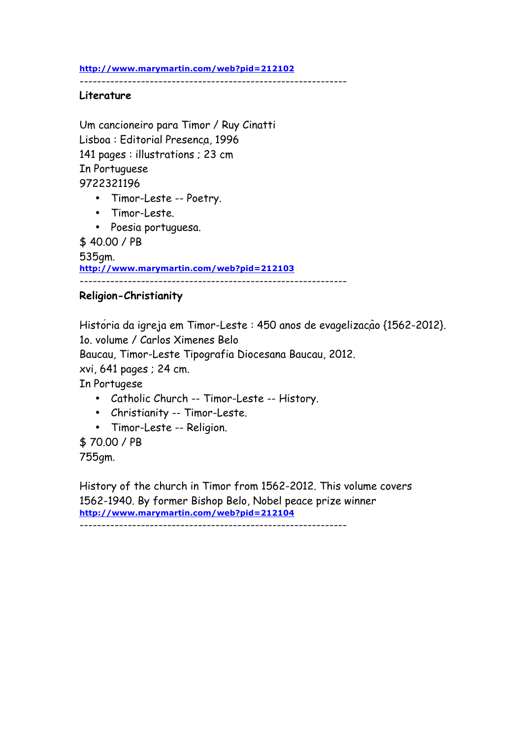http://www.marymartin.com/web?pid=212102

------------------------------------------------------------

**Literature**

Um cancioneiro para Timor / Ruy Cinatti
Lisboa : Editorial Presença, 1996
141 pages : illustrations ; 23 cm
In Portuguese
9722321196

- Timor-Leste -- Poetry.
- Timor-Leste.
- Poesia portuguesa.

$ 40.00 / PB
535gm.
http://www.marymartin.com/web?pid=212103

------------------------------------------------------------

**Religion-Christianity**

História da igreja em Timor-Leste : 450 anos de evagelização {1562-2012}.
1o. volume / Carlos Ximenes Belo
Baucau, Timor-Leste Tipografia Diocesana Baucau, 2012.
xvi, 641 pages ; 24 cm.
In Portugese

- Catholic Church -- Timor-Leste -- History.
- Christianity -- Timor-Leste.
- Timor-Leste -- Religion.

$ 70.00 / PB
755gm.

History of the church in Timor from 1562-2012. This volume covers 1562-1940. By former Bishop Belo, Nobel peace prize winner
http://www.marymartin.com/web?pid=212104

------------------------------------------------------------